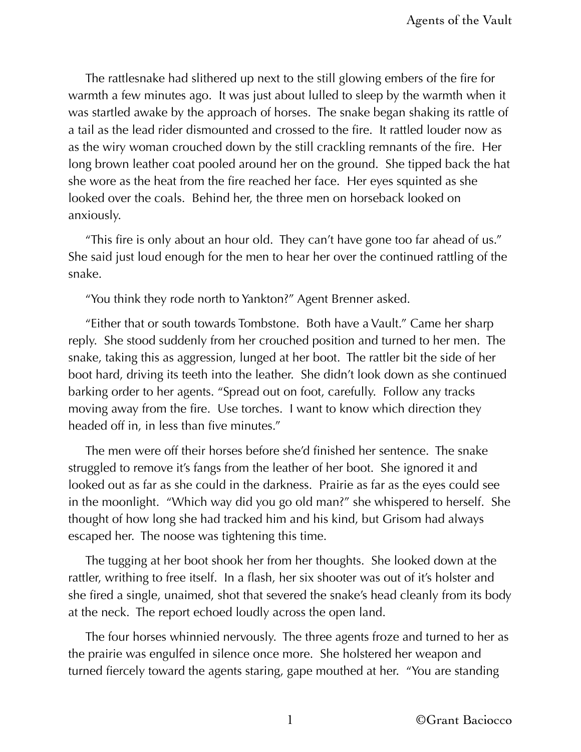The rattlesnake had slithered up next to the still glowing embers of the fire for warmth a few minutes ago. It was just about lulled to sleep by the warmth when it was startled awake by the approach of horses. The snake began shaking its rattle of a tail as the lead rider dismounted and crossed to the fire. It rattled louder now as as the wiry woman crouched down by the still crackling remnants of the fire. Her long brown leather coat pooled around her on the ground. She tipped back the hat she wore as the heat from the fire reached her face. Her eyes squinted as she looked over the coals. Behind her, the three men on horseback looked on anxiously.

"This fire is only about an hour old. They can't have gone too far ahead of us." She said just loud enough for the men to hear her over the continued rattling of the snake.

"You think they rode north to Yankton?" Agent Brenner asked.

"Either that or south towards Tombstone. Both have a Vault." Came her sharp reply. She stood suddenly from her crouched position and turned to her men. The snake, taking this as aggression, lunged at her boot. The rattler bit the side of her boot hard, driving its teeth into the leather. She didn't look down as she continued barking order to her agents. "Spread out on foot, carefully. Follow any tracks moving away from the fire. Use torches. I want to know which direction they headed off in, in less than five minutes."

The men were off their horses before she'd finished her sentence. The snake struggled to remove it's fangs from the leather of her boot. She ignored it and looked out as far as she could in the darkness. Prairie as far as the eyes could see in the moonlight. "Which way did you go old man?" she whispered to herself. She thought of how long she had tracked him and his kind, but Grisom had always escaped her. The noose was tightening this time.

The tugging at her boot shook her from her thoughts. She looked down at the rattler, writhing to free itself. In a flash, her six shooter was out of it's holster and she fired a single, unaimed, shot that severed the snake's head cleanly from its body at the neck. The report echoed loudly across the open land.

The four horses whinnied nervously. The three agents froze and turned to her as the prairie was engulfed in silence once more. She holstered her weapon and turned fiercely toward the agents staring, gape mouthed at her. "You are standing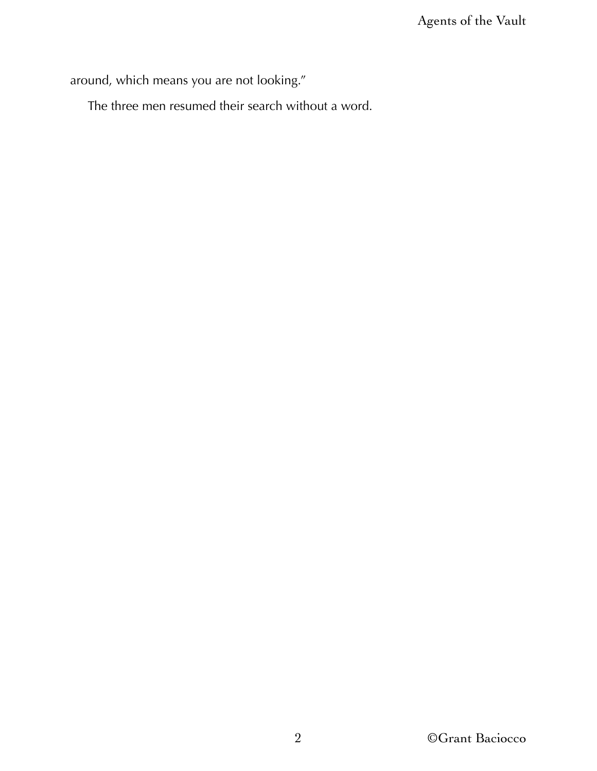around, which means you are not looking."

The three men resumed their search without a word.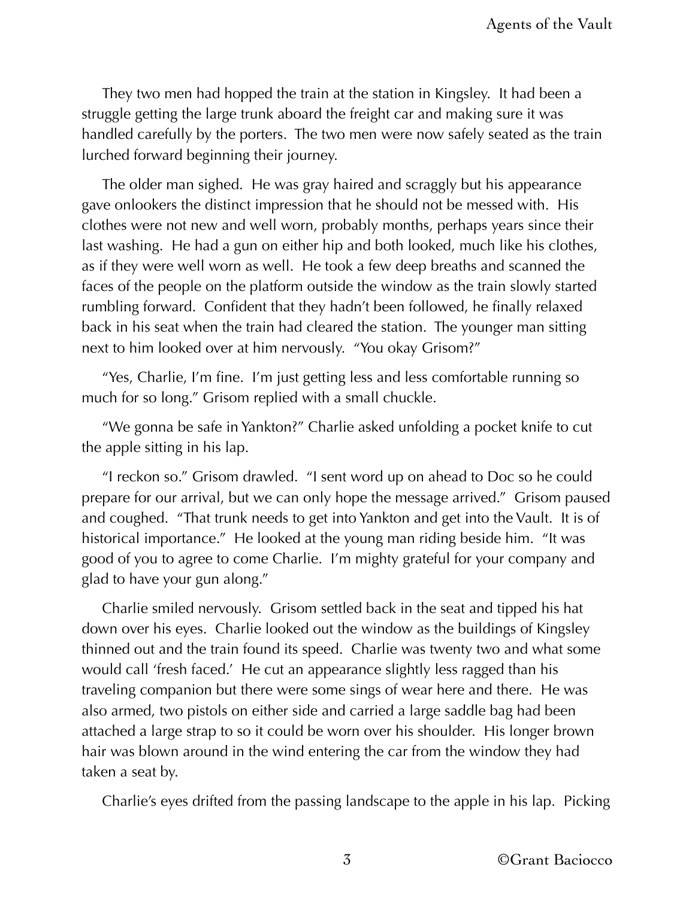They two men had hopped the train at the station in Kingsley. It had been a struggle getting the large trunk aboard the freight car and making sure it was handled carefully by the porters. The two men were now safely seated as the train lurched forward beginning their journey.

The older man sighed. He was gray haired and scraggly but his appearance gave onlookers the distinct impression that he should not be messed with. His clothes were not new and well worn, probably months, perhaps years since their last washing. He had a gun on either hip and both looked, much like his clothes, as if they were well worn as well. He took a few deep breaths and scanned the faces of the people on the platform outside the window as the train slowly started rumbling forward. Confident that they hadn't been followed, he finally relaxed back in his seat when the train had cleared the station. The younger man sitting next to him looked over at him nervously. "You okay Grisom?"

"Yes, Charlie, I'm fine. I'm just getting less and less comfortable running so much for so long." Grisom replied with a small chuckle.

"We gonna be safe in Yankton?" Charlie asked unfolding a pocket knife to cut the apple sitting in his lap.

"I reckon so." Grisom drawled. "I sent word up on ahead to Doc so he could prepare for our arrival, but we can only hope the message arrived." Grisom paused and coughed. "That trunk needs to get into Yankton and get into the Vault. It is of historical importance." He looked at the young man riding beside him. "It was good of you to agree to come Charlie. I'm mighty grateful for your company and glad to have your gun along."

Charlie smiled nervously. Grisom settled back in the seat and tipped his hat down over his eyes. Charlie looked out the window as the buildings of Kingsley thinned out and the train found its speed. Charlie was twenty two and what some would call 'fresh faced.' He cut an appearance slightly less ragged than his traveling companion but there were some sings of wear here and there. He was also armed, two pistols on either side and carried a large saddle bag had been attached a large strap to so it could be worn over his shoulder. His longer brown hair was blown around in the wind entering the car from the window they had taken a seat by.

Charlie's eyes drifted from the passing landscape to the apple in his lap. Picking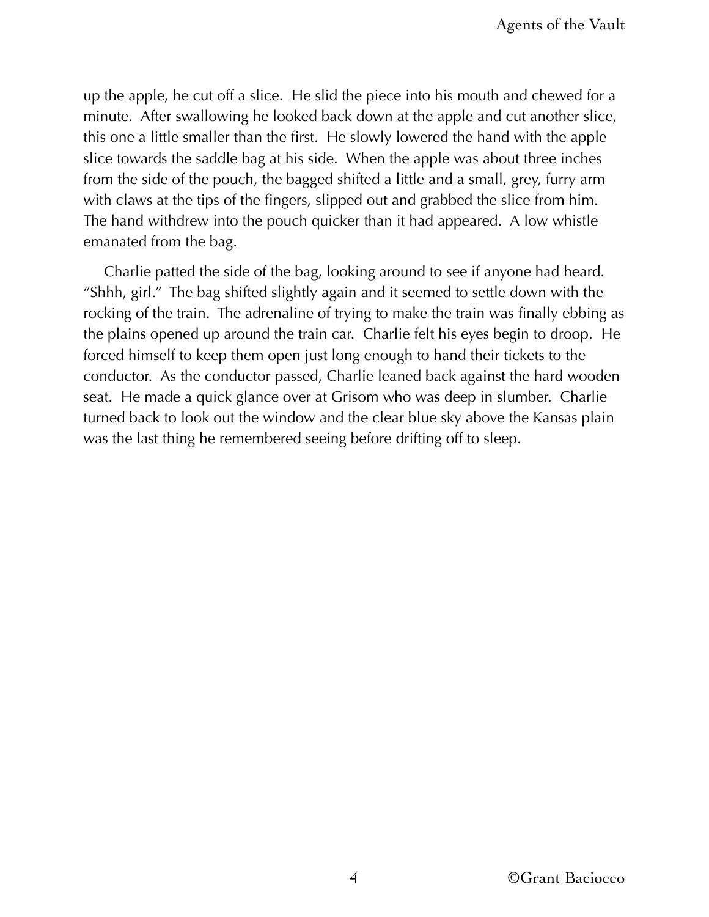up the apple, he cut off a slice. He slid the piece into his mouth and chewed for a minute. After swallowing he looked back down at the apple and cut another slice, this one a little smaller than the first. He slowly lowered the hand with the apple slice towards the saddle bag at his side. When the apple was about three inches from the side of the pouch, the bagged shifted a little and a small, grey, furry arm with claws at the tips of the fingers, slipped out and grabbed the slice from him. The hand withdrew into the pouch quicker than it had appeared. A low whistle emanated from the bag.

Charlie patted the side of the bag, looking around to see if anyone had heard. "Shhh, girl." The bag shifted slightly again and it seemed to settle down with the rocking of the train. The adrenaline of trying to make the train was finally ebbing as the plains opened up around the train car. Charlie felt his eyes begin to droop. He forced himself to keep them open just long enough to hand their tickets to the conductor. As the conductor passed, Charlie leaned back against the hard wooden seat. He made a quick glance over at Grisom who was deep in slumber. Charlie turned back to look out the window and the clear blue sky above the Kansas plain was the last thing he remembered seeing before drifting off to sleep.